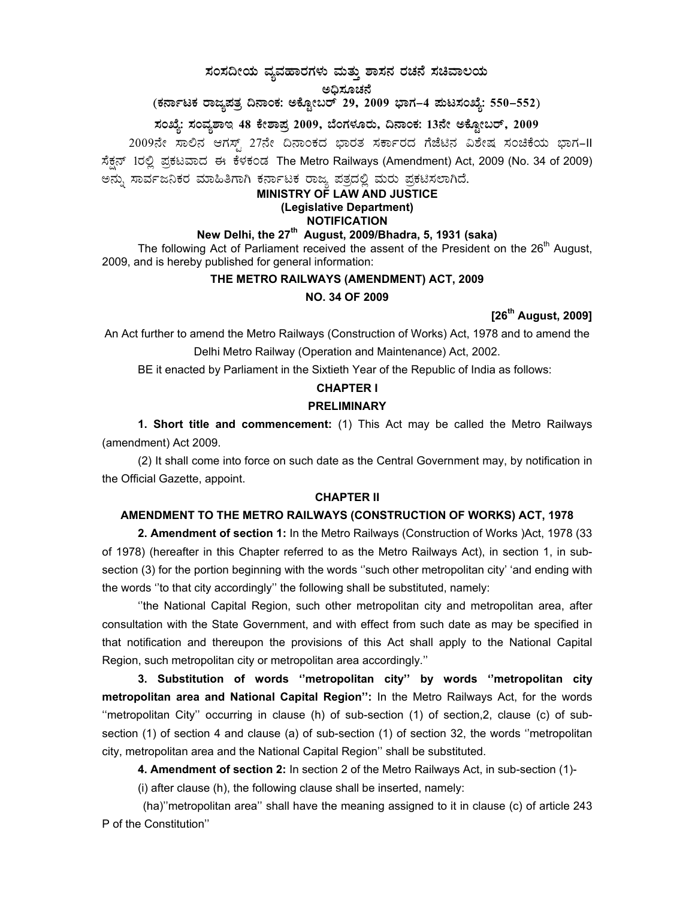# ಸಂಸದೀಯ ವ್ಯವಹಾರಗಳು ಮತ್ತು ಶಾಸನ ರಚನೆ ಸಚಿವಾಲಯ

## ಅಧಿಸೂಚನೆ

**(ಕರ್ನಾಟಕ ರಾಜ್ಯಪತ್ರ ದಿನಾಂಕ: ಅಕ್ಟೋಬರ್ 29, 2009 ಭಾಗ–4 ಪುಟಸಂಖ್ಯೆ: 550–552)**

**ಸಂಖ್ಯೆ: ಸಂವ್ಯಶಾಇ 48 ಕೇಶಾಪ್ರ 2009, ಬೆಂಗಳೂರು, ದಿನಾಂಕ: 13ನೇ ಅಕ್ಟೋಬರ್, 2009**

2009ನೇ ಸಾಲಿನ ಆಗಸ್ಟ್ 27ನೇ ದಿನಾಂಕದ ಭಾರತ ಸರ್ಕಾರದ ಗೆಜೆಟಿನ ವಿಶೇಷ ಸಂಚಿಕೆಯ ಭಾಗ–II ಸೆಕ್ಷನ್ 1ರಲ್ಲಿ ಪ್ರಕಟವಾದ ಈ ಕೆಳಕಂಡ The Metro Railways (Amendment) Act, 2009 (No. 34 of 2009) ಅನ್ನು ಸಾರ್ವಜನಿಕರ ಮಾಹಿತಿಗಾಗಿ ಕರ್ನಾಟಕ ರಾಜ್ಯ ಪತ್ರದಲ್ಲಿ ಮರು ಪ್ರಕಟಿಸಲಾಗಿದೆ.

**MINISTRY OF LAW AND JUSTICE**
**(Legislative Department)**
**NOTIFICATION**

**New Delhi, the 27th August, 2009/Bhadra, 5, 1931 (saka)**

The following Act of Parliament received the assent of the President on the 26th August, 2009, and is hereby published for general information:

**THE METRO RAILWAYS (AMENDMENT) ACT, 2009**

**NO. 34 OF 2009**

**[26th August, 2009]**

An Act further to amend the Metro Railways (Construction of Works) Act, 1978 and to amend the Delhi Metro Railway (Operation and Maintenance) Act, 2002.

BE it enacted by Parliament in the Sixtieth Year of the Republic of India as follows:

**CHAPTER I**

**PRELIMINARY**

**1. Short title and commencement:** (1) This Act may be called the Metro Railways (amendment) Act 2009.

(2) It shall come into force on such date as the Central Government may, by notification in the Official Gazette, appoint.

**CHAPTER II**

**AMENDMENT TO THE METRO RAILWAYS (CONSTRUCTION OF WORKS) ACT, 1978**

**2. Amendment of section 1:** In the Metro Railways (Construction of Works )Act, 1978 (33 of 1978) (hereafter in this Chapter referred to as the Metro Railways Act), in section 1, in sub-section (3) for the portion beginning with the words ''such other metropolitan city' 'and ending with the words ''to that city accordingly'' the following shall be substituted, namely:

''the National Capital Region, such other metropolitan city and metropolitan area, after consultation with the State Government, and with effect from such date as may be specified in that notification and thereupon the provisions of this Act shall apply to the National Capital Region, such metropolitan city or metropolitan area accordingly.''

**3. Substitution of words ''metropolitan city'' by words ''metropolitan city metropolitan area and National Capital Region'':** In the Metro Railways Act, for the words ''metropolitan City'' occurring in clause (h) of sub-section (1) of section,2, clause (c) of sub-section (1) of section 4 and clause (a) of sub-section (1) of section 32, the words ''metropolitan city, metropolitan area and the National Capital Region'' shall be substituted.

**4. Amendment of section 2:** In section 2 of the Metro Railways Act, in sub-section (1)-

(i) after clause (h), the following clause shall be inserted, namely:

(ha)''metropolitan area'' shall have the meaning assigned to it in clause (c) of article 243 P of the Constitution''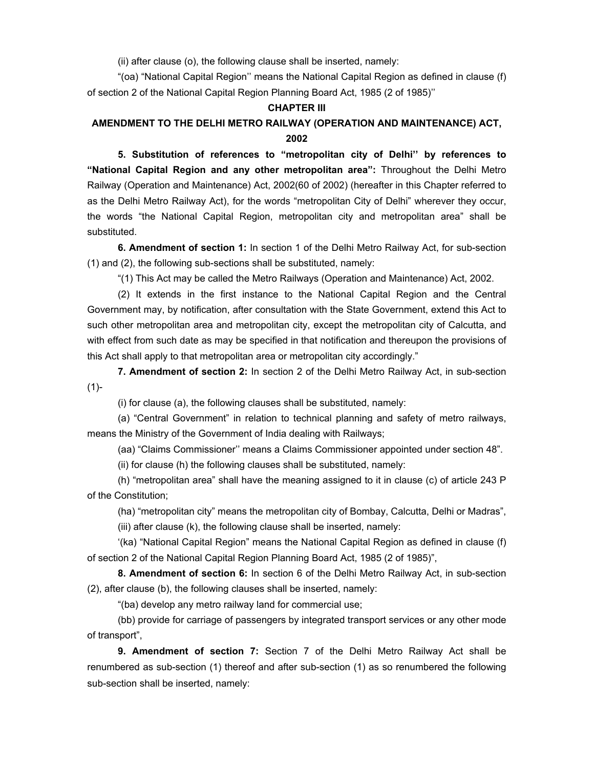(ii) after clause (o), the following clause shall be inserted, namely:

"(oa) "National Capital Region'' means the National Capital Region as defined in clause (f) of section 2 of the National Capital Region Planning Board Act, 1985 (2 of 1985)''

## CHAPTER III

## AMENDMENT TO THE DELHI METRO RAILWAY (OPERATION AND MAINTENANCE) ACT, 2002

**5. Substitution of references to "metropolitan city of Delhi'' by references to "National Capital Region and any other metropolitan area":** Throughout the Delhi Metro Railway (Operation and Maintenance) Act, 2002(60 of 2002) (hereafter in this Chapter referred to as the Delhi Metro Railway Act), for the words "metropolitan City of Delhi" wherever they occur, the words "the National Capital Region, metropolitan city and metropolitan area" shall be substituted.

**6. Amendment of section 1:** In section 1 of the Delhi Metro Railway Act, for sub-section (1) and (2), the following sub-sections shall be substituted, namely:

"(1) This Act may be called the Metro Railways (Operation and Maintenance) Act, 2002.

(2) It extends in the first instance to the National Capital Region and the Central Government may, by notification, after consultation with the State Government, extend this Act to such other metropolitan area and metropolitan city, except the metropolitan city of Calcutta, and with effect from such date as may be specified in that notification and thereupon the provisions of this Act shall apply to that metropolitan area or metropolitan city accordingly."

**7. Amendment of section 2:** In section 2 of the Delhi Metro Railway Act, in sub-section (1)-

(i) for clause (a), the following clauses shall be substituted, namely:

(a) "Central Government" in relation to technical planning and safety of metro railways, means the Ministry of the Government of India dealing with Railways;

(aa) "Claims Commissioner'' means a Claims Commissioner appointed under section 48".

(ii) for clause (h) the following clauses shall be substituted, namely:

(h) "metropolitan area" shall have the meaning assigned to it in clause (c) of article 243 P of the Constitution;

(ha) "metropolitan city" means the metropolitan city of Bombay, Calcutta, Delhi or Madras",

(iii) after clause (k), the following clause shall be inserted, namely:

'(ka) "National Capital Region" means the National Capital Region as defined in clause (f) of section 2 of the National Capital Region Planning Board Act, 1985 (2 of 1985)",

**8. Amendment of section 6:** In section 6 of the Delhi Metro Railway Act, in sub-section (2), after clause (b), the following clauses shall be inserted, namely:

"(ba) develop any metro railway land for commercial use;

(bb) provide for carriage of passengers by integrated transport services or any other mode of transport",

**9. Amendment of section 7:** Section 7 of the Delhi Metro Railway Act shall be renumbered as sub-section (1) thereof and after sub-section (1) as so renumbered the following sub-section shall be inserted, namely: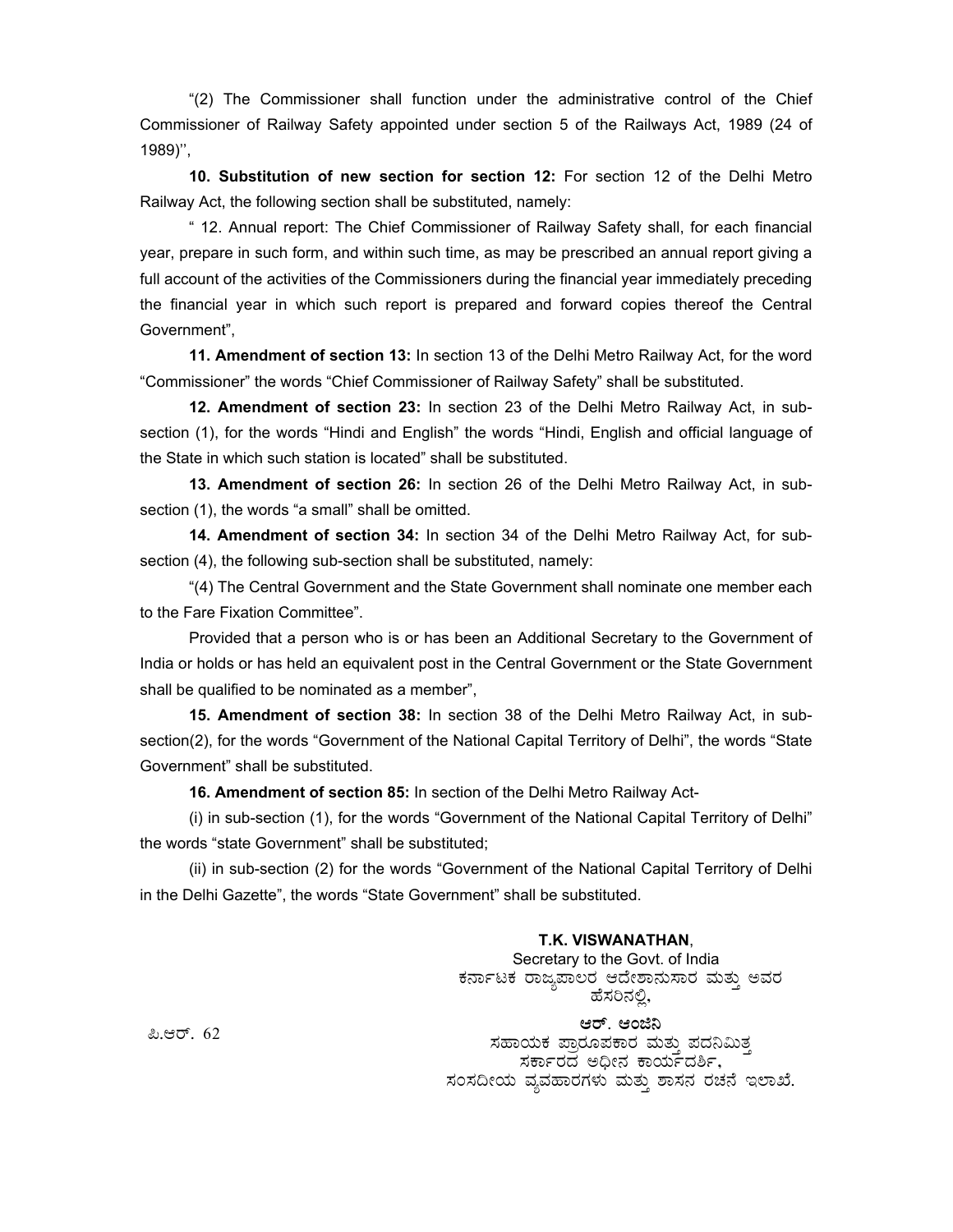"(2) The Commissioner shall function under the administrative control of the Chief Commissioner of Railway Safety appointed under section 5 of the Railways Act, 1989 (24 of 1989)'',

**10. Substitution of new section for section 12:** For section 12 of the Delhi Metro Railway Act, the following section shall be substituted, namely:

" 12. Annual report: The Chief Commissioner of Railway Safety shall, for each financial year, prepare in such form, and within such time, as may be prescribed an annual report giving a full account of the activities of the Commissioners during the financial year immediately preceding the financial year in which such report is prepared and forward copies thereof the Central Government",

**11. Amendment of section 13:** In section 13 of the Delhi Metro Railway Act, for the word "Commissioner" the words "Chief Commissioner of Railway Safety" shall be substituted.

**12. Amendment of section 23:** In section 23 of the Delhi Metro Railway Act, in sub-section (1), for the words "Hindi and English" the words "Hindi, English and official language of the State in which such station is located" shall be substituted.

**13. Amendment of section 26:** In section 26 of the Delhi Metro Railway Act, in sub-section (1), the words "a small" shall be omitted.

**14. Amendment of section 34:** In section 34 of the Delhi Metro Railway Act, for sub-section (4), the following sub-section shall be substituted, namely:

"(4) The Central Government and the State Government shall nominate one member each to the Fare Fixation Committee".

Provided that a person who is or has been an Additional Secretary to the Government of India or holds or has held an equivalent post in the Central Government or the State Government shall be qualified to be nominated as a member",

**15. Amendment of section 38:** In section 38 of the Delhi Metro Railway Act, in sub-section(2), for the words "Government of the National Capital Territory of Delhi", the words "State Government" shall be substituted.

**16. Amendment of section 85:** In section of the Delhi Metro Railway Act-

(i) in sub-section (1), for the words "Government of the National Capital Territory of Delhi" the words "state Government" shall be substituted;

(ii) in sub-section (2) for the words "Government of the National Capital Territory of Delhi in the Delhi Gazette", the words "State Government" shall be substituted.

**T.K. VISWANATHAN**,
Secretary to the Govt. of India
ಕರ್ನಾಟಕ ರಾಜ್ಯಪಾಲರ ಆದೇಶಾನುಸಾರ ಮತ್ತು ಅವರ ಹೆಸರಿನಲ್ಲಿ,

**ಆರ್. ಆಂಜಿನಿ**
ಸಹಾಯಕ ಪ್ರಾರೂಪಕಾರ ಮತ್ತು ಪದನಿಮಿತ್ತ ಸರ್ಕಾರದ ಅಧೀನ ಕಾರ್ಯದರ್ಶಿ,
ಸಂಸದೀಯ ವ್ಯವಹಾರಗಳು ಮತ್ತು ಶಾಸನ ರಚನೆ ಇಲಾಖೆ.

ಪಿ.ಆರ್. 62